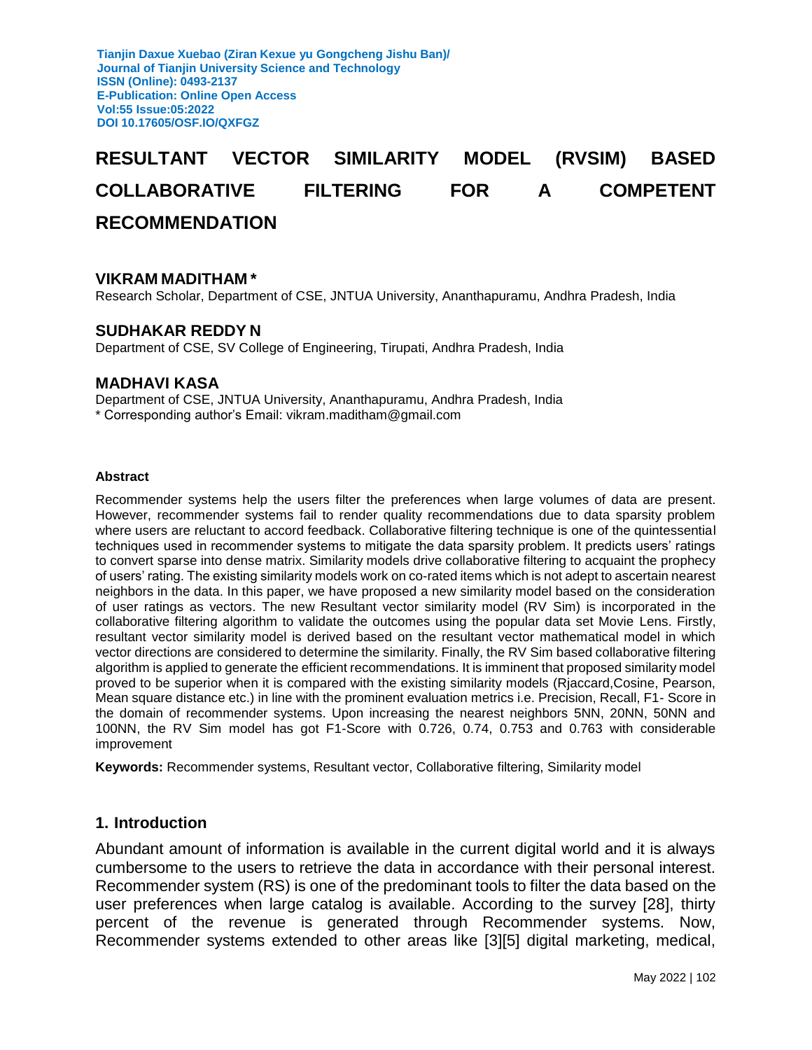# RESULTANT VECTOR SIMILARITY MODEL (RVSIM) BASED COLLABORATIVE FILTERING FOR A COMPETENT RECOMMENDATION

### VIKRAM MADITHAM *

Research Scholar, Department of CSE, JNTUA University, Ananthapuramu, Andhra Pradesh, India

### SUDHAKAR REDDY N

Department of CSE, SV College of Engineering, Tirupati, Andhra Pradesh, India

### MADHAVI KASA

Department of CSE, JNTUA University, Ananthapuramu, Andhra Pradesh, India

* Corresponding author's Email: vikram.maditham@gmail.com

#### Abstract

Recommender systems help the users filter the preferences when large volumes of data are present. However, recommender systems fail to render quality recommendations due to data sparsity problem where users are reluctant to accord feedback. Collaborative filtering technique is one of the quintessential techniques used in recommender systems to mitigate the data sparsity problem. It predicts users' ratings to convert sparse into dense matrix. Similarity models drive collaborative filtering to acquaint the prophecy of users' rating. The existing similarity models work on co-rated items which is not adept to ascertain nearest neighbors in the data. In this paper, we have proposed a new similarity model based on the consideration of user ratings as vectors. The new Resultant vector similarity model (RV Sim) is incorporated in the collaborative filtering algorithm to validate the outcomes using the popular data set Movie Lens. Firstly, resultant vector similarity model is derived based on the resultant vector mathematical model in which vector directions are considered to determine the similarity. Finally, the RV Sim based collaborative filtering algorithm is applied to generate the efficient recommendations. It is imminent that proposed similarity model proved to be superior when it is compared with the existing similarity models (Rjaccard,Cosine, Pearson, Mean square distance etc.) in line with the prominent evaluation metrics i.e. Precision, Recall, F1- Score in the domain of recommender systems. Upon increasing the nearest neighbors 5NN, 20NN, 50NN and 100NN, the RV Sim model has got F1-Score with 0.726, 0.74, 0.753 and 0.763 with considerable improvement

**Keywords:** Recommender systems, Resultant vector, Collaborative filtering, Similarity model

## 1. Introduction

Abundant amount of information is available in the current digital world and it is always cumbersome to the users to retrieve the data in accordance with their personal interest. Recommender system (RS) is one of the predominant tools to filter the data based on the user preferences when large catalog is available. According to the survey [28], thirty percent of the revenue is generated through Recommender systems. Now, Recommender systems extended to other areas like [3][5] digital marketing, medical,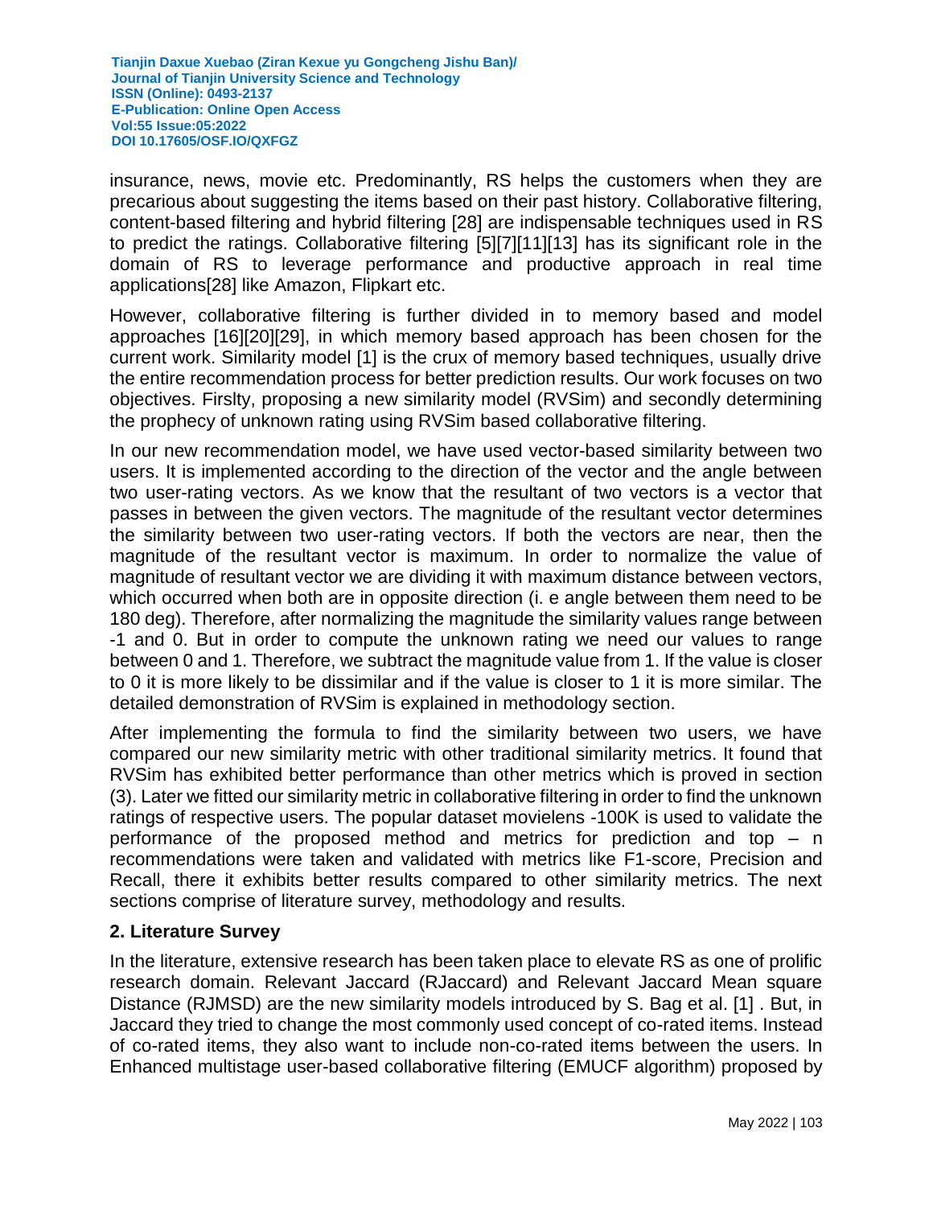insurance, news, movie etc. Predominantly, RS helps the customers when they are precarious about suggesting the items based on their past history. Collaborative filtering, content-based filtering and hybrid filtering [28] are indispensable techniques used in RS to predict the ratings. Collaborative filtering [5][7][11][13] has its significant role in the domain of RS to leverage performance and productive approach in real time applications[28] like Amazon, Flipkart etc.

However, collaborative filtering is further divided in to memory based and model approaches [16][20][29], in which memory based approach has been chosen for the current work. Similarity model [1] is the crux of memory based techniques, usually drive the entire recommendation process for better prediction results. Our work focuses on two objectives. Firslty, proposing a new similarity model (RVSim) and secondly determining the prophecy of unknown rating using RVSim based collaborative filtering.

In our new recommendation model, we have used vector-based similarity between two users. It is implemented according to the direction of the vector and the angle between two user-rating vectors. As we know that the resultant of two vectors is a vector that passes in between the given vectors. The magnitude of the resultant vector determines the similarity between two user-rating vectors. If both the vectors are near, then the magnitude of the resultant vector is maximum. In order to normalize the value of magnitude of resultant vector we are dividing it with maximum distance between vectors, which occurred when both are in opposite direction (i. e angle between them need to be 180 deg). Therefore, after normalizing the magnitude the similarity values range between -1 and 0. But in order to compute the unknown rating we need our values to range between 0 and 1. Therefore, we subtract the magnitude value from 1. If the value is closer to 0 it is more likely to be dissimilar and if the value is closer to 1 it is more similar. The detailed demonstration of RVSim is explained in methodology section.

After implementing the formula to find the similarity between two users, we have compared our new similarity metric with other traditional similarity metrics. It found that RVSim has exhibited better performance than other metrics which is proved in section (3). Later we fitted our similarity metric in collaborative filtering in order to find the unknown ratings of respective users. The popular dataset movielens -100K is used to validate the performance of the proposed method and metrics for prediction and top – n recommendations were taken and validated with metrics like F1-score, Precision and Recall, there it exhibits better results compared to other similarity metrics. The next sections comprise of literature survey, methodology and results.

## 2. Literature Survey

In the literature, extensive research has been taken place to elevate RS as one of prolific research domain. Relevant Jaccard (RJaccard) and Relevant Jaccard Mean square Distance (RJMSD) are the new similarity models introduced by S. Bag et al. [1] . But, in Jaccard they tried to change the most commonly used concept of co-rated items. Instead of co-rated items, they also want to include non-co-rated items between the users. In Enhanced multistage user-based collaborative filtering (EMUCF algorithm) proposed by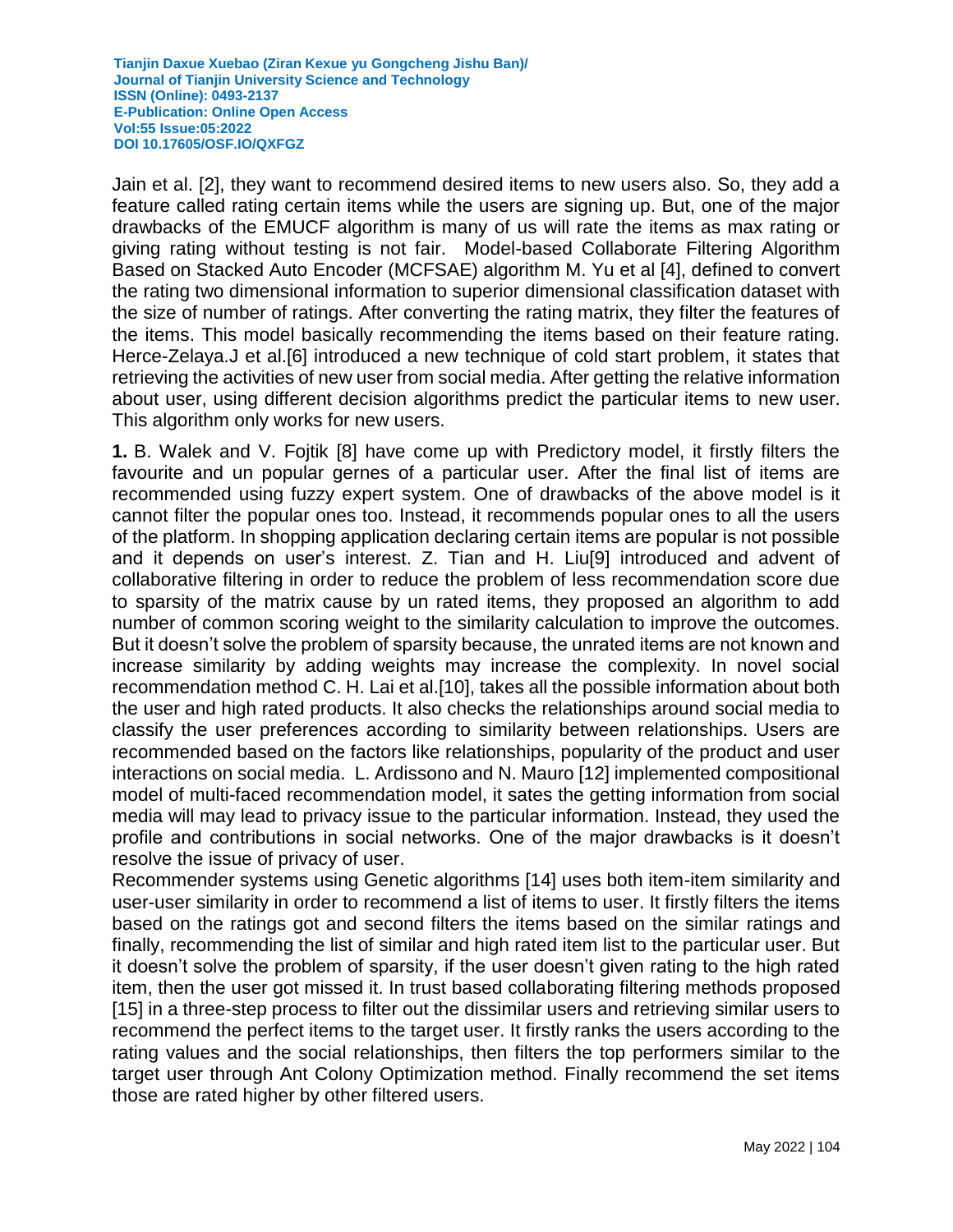Jain et al. [2], they want to recommend desired items to new users also. So, they add a feature called rating certain items while the users are signing up. But, one of the major drawbacks of the EMUCF algorithm is many of us will rate the items as max rating or giving rating without testing is not fair. Model-based Collaborate Filtering Algorithm Based on Stacked Auto Encoder (MCFSAE) algorithm M. Yu et al [4], defined to convert the rating two dimensional information to superior dimensional classification dataset with the size of number of ratings. After converting the rating matrix, they filter the features of the items. This model basically recommending the items based on their feature rating. Herce-Zelaya.J et al.[6] introduced a new technique of cold start problem, it states that retrieving the activities of new user from social media. After getting the relative information about user, using different decision algorithms predict the particular items to new user. This algorithm only works for new users.

**1.** B. Walek and V. Fojtik [8] have come up with Predictory model, it firstly filters the favourite and un popular gernes of a particular user. After the final list of items are recommended using fuzzy expert system. One of drawbacks of the above model is it cannot filter the popular ones too. Instead, it recommends popular ones to all the users of the platform. In shopping application declaring certain items are popular is not possible and it depends on user's interest. Z. Tian and H. Liu[9] introduced and advent of collaborative filtering in order to reduce the problem of less recommendation score due to sparsity of the matrix cause by un rated items, they proposed an algorithm to add number of common scoring weight to the similarity calculation to improve the outcomes. But it doesn't solve the problem of sparsity because, the unrated items are not known and increase similarity by adding weights may increase the complexity. In novel social recommendation method C. H. Lai et al.[10], takes all the possible information about both the user and high rated products. It also checks the relationships around social media to classify the user preferences according to similarity between relationships. Users are recommended based on the factors like relationships, popularity of the product and user interactions on social media. L. Ardissono and N. Mauro [12] implemented compositional model of multi-faced recommendation model, it sates the getting information from social media will may lead to privacy issue to the particular information. Instead, they used the profile and contributions in social networks. One of the major drawbacks is it doesn't resolve the issue of privacy of user.

Recommender systems using Genetic algorithms [14] uses both item-item similarity and user-user similarity in order to recommend a list of items to user. It firstly filters the items based on the ratings got and second filters the items based on the similar ratings and finally, recommending the list of similar and high rated item list to the particular user. But it doesn't solve the problem of sparsity, if the user doesn't given rating to the high rated item, then the user got missed it. In trust based collaborating filtering methods proposed [15] in a three-step process to filter out the dissimilar users and retrieving similar users to recommend the perfect items to the target user. It firstly ranks the users according to the rating values and the social relationships, then filters the top performers similar to the target user through Ant Colony Optimization method. Finally recommend the set items those are rated higher by other filtered users.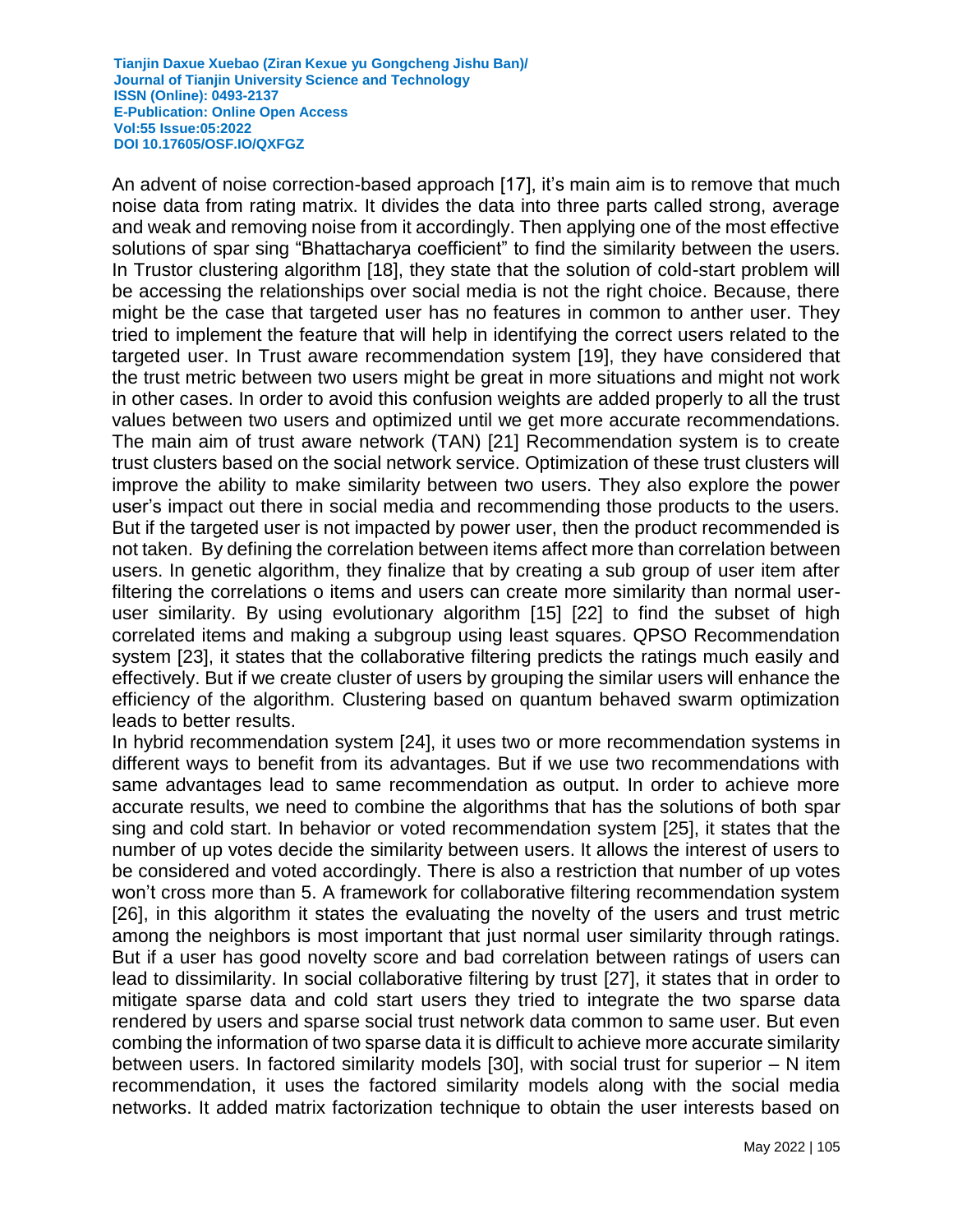An advent of noise correction-based approach [17], it's main aim is to remove that much noise data from rating matrix. It divides the data into three parts called strong, average and weak and removing noise from it accordingly. Then applying one of the most effective solutions of spar sing "Bhattacharya coefficient" to find the similarity between the users. In Trustor clustering algorithm [18], they state that the solution of cold-start problem will be accessing the relationships over social media is not the right choice. Because, there might be the case that targeted user has no features in common to anther user. They tried to implement the feature that will help in identifying the correct users related to the targeted user. In Trust aware recommendation system [19], they have considered that the trust metric between two users might be great in more situations and might not work in other cases. In order to avoid this confusion weights are added properly to all the trust values between two users and optimized until we get more accurate recommendations. The main aim of trust aware network (TAN) [21] Recommendation system is to create trust clusters based on the social network service. Optimization of these trust clusters will improve the ability to make similarity between two users. They also explore the power user's impact out there in social media and recommending those products to the users. But if the targeted user is not impacted by power user, then the product recommended is not taken. By defining the correlation between items affect more than correlation between users. In genetic algorithm, they finalize that by creating a sub group of user item after filtering the correlations o items and users can create more similarity than normal user-user similarity. By using evolutionary algorithm [15] [22] to find the subset of high correlated items and making a subgroup using least squares. QPSO Recommendation system [23], it states that the collaborative filtering predicts the ratings much easily and effectively. But if we create cluster of users by grouping the similar users will enhance the efficiency of the algorithm. Clustering based on quantum behaved swarm optimization leads to better results.

In hybrid recommendation system [24], it uses two or more recommendation systems in different ways to benefit from its advantages. But if we use two recommendations with same advantages lead to same recommendation as output. In order to achieve more accurate results, we need to combine the algorithms that has the solutions of both spar sing and cold start. In behavior or voted recommendation system [25], it states that the number of up votes decide the similarity between users. It allows the interest of users to be considered and voted accordingly. There is also a restriction that number of up votes won't cross more than 5. A framework for collaborative filtering recommendation system [26], in this algorithm it states the evaluating the novelty of the users and trust metric among the neighbors is most important that just normal user similarity through ratings. But if a user has good novelty score and bad correlation between ratings of users can lead to dissimilarity. In social collaborative filtering by trust [27], it states that in order to mitigate sparse data and cold start users they tried to integrate the two sparse data rendered by users and sparse social trust network data common to same user. But even combing the information of two sparse data it is difficult to achieve more accurate similarity between users. In factored similarity models [30], with social trust for superior – N item recommendation, it uses the factored similarity models along with the social media networks. It added matrix factorization technique to obtain the user interests based on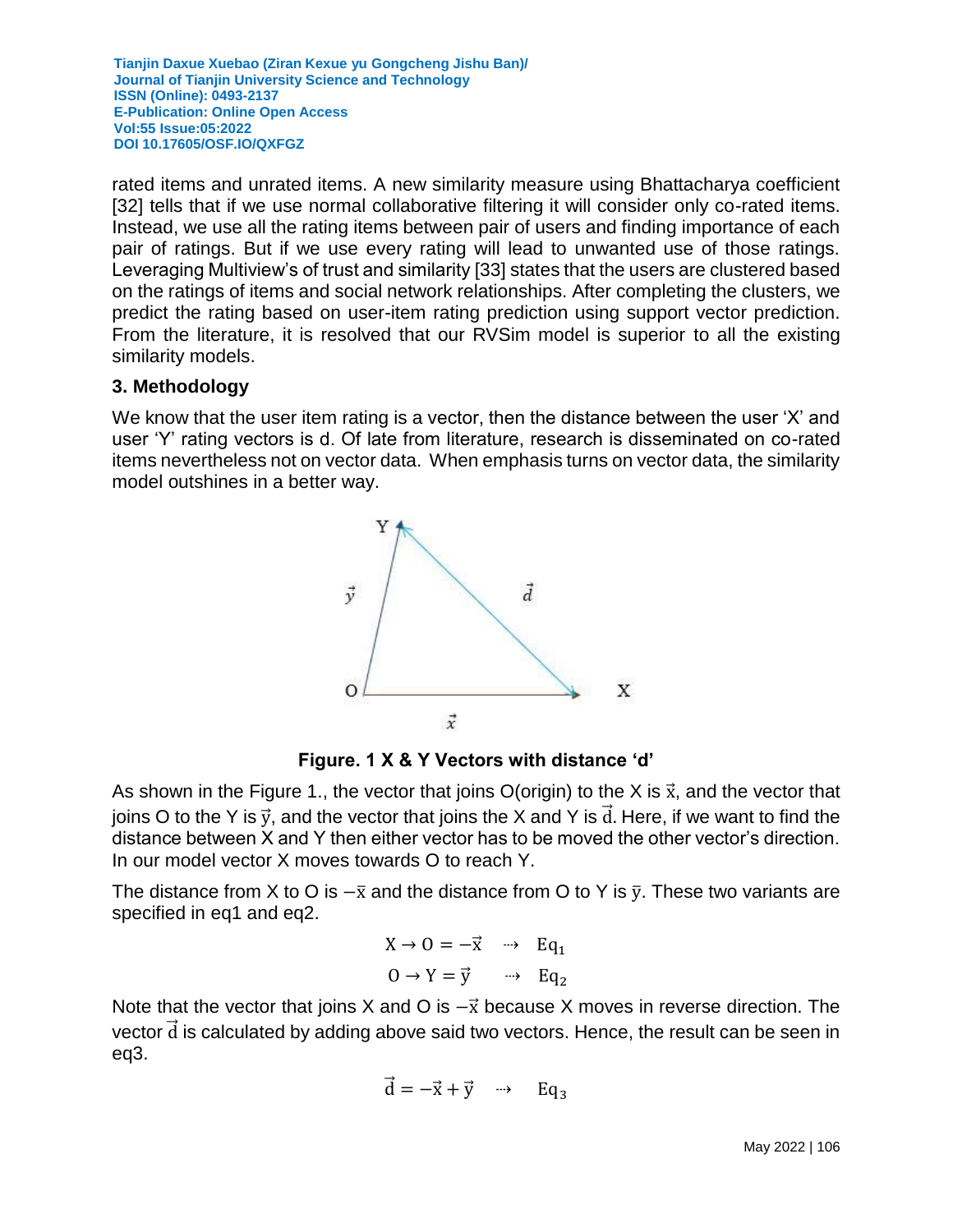rated items and unrated items. A new similarity measure using Bhattacharya coefficient [32] tells that if we use normal collaborative filtering it will consider only co-rated items. Instead, we use all the rating items between pair of users and finding importance of each pair of ratings. But if we use every rating will lead to unwanted use of those ratings. Leveraging Multiview's of trust and similarity [33] states that the users are clustered based on the ratings of items and social network relationships. After completing the clusters, we predict the rating based on user-item rating prediction using support vector prediction. From the literature, it is resolved that our RVSim model is superior to all the existing similarity models.

### 3. Methodology

We know that the user item rating is a vector, then the distance between the user 'X' and user 'Y' rating vectors is d. Of late from literature, research is disseminated on co-rated items nevertheless not on vector data. When emphasis turns on vector data, the similarity model outshines in a better way.

**Figure. 1 X & Y Vectors with distance 'd'**

As shown in the Figure 1., the vector that joins O(origin) to the X is $\vec{x}$, and the vector that joins O to the Y is $\vec{y}$, and the vector that joins the X and Y is $\vec{d}$. Here, if we want to find the distance between X and Y then either vector has to be moved the other vector's direction. In our model vector X moves towards O to reach Y.

The distance from X to O is $-\bar{x}$ and the distance from O to Y is $\bar{y}$. These two variants are specified in eq1 and eq2.

$$X \rightarrow O = -\vec{x} \quad \rightarrow \quad Eq_1$$

$$O \rightarrow Y = \vec{y} \quad \rightarrow \quad Eq_2$$

Note that the vector that joins X and O is $-\vec{x}$ because X moves in reverse direction. The vector $\vec{d}$ is calculated by adding above said two vectors. Hence, the result can be seen in eq3.

$$\vec{d} = -\vec{x} + \vec{y} \quad \rightarrow \quad Eq_3$$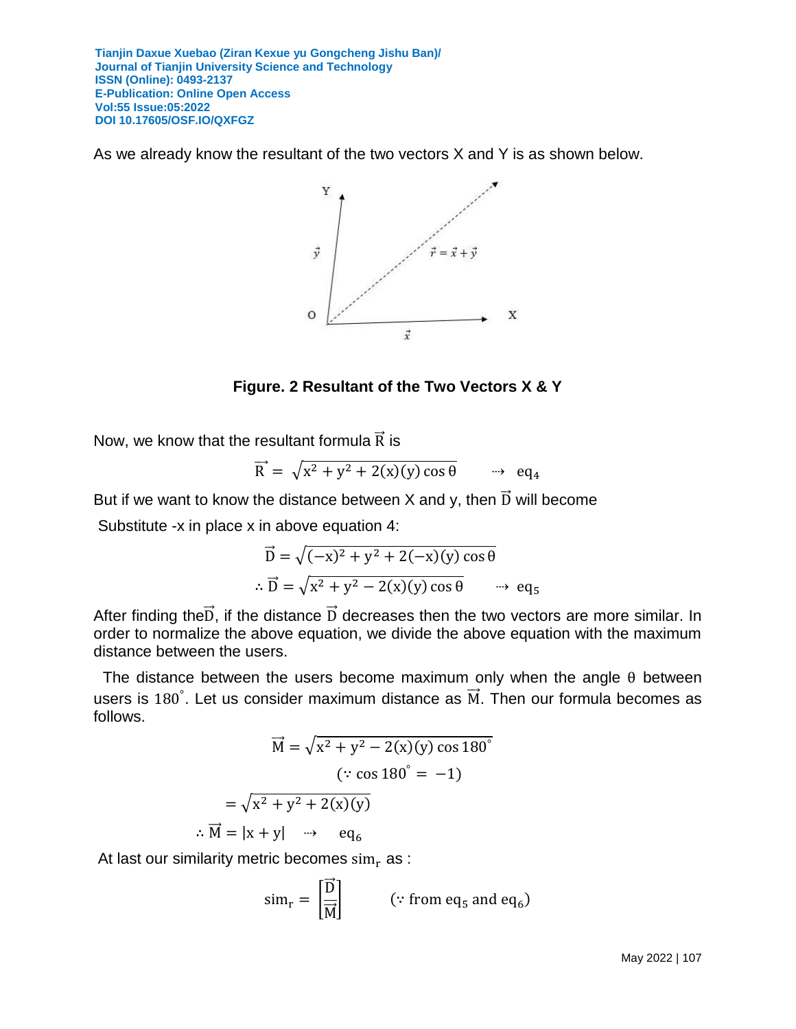As we already know the resultant of the two vectors X and Y is as shown below.

**Figure. 2 Resultant of the Two Vectors X & Y**

Now, we know that the resultant formula $\vec{R}$ is

$$\vec{R} = \sqrt{x^2 + y^2 + 2(x)(y)\cos\theta} \quad \dashrightarrow \quad eq_4$$

But if we want to know the distance between X and y, then $\vec{D}$ will become

Substitute -x in place x in above equation 4:

$$\vec{D} = \sqrt{(-x)^2 + y^2 + 2(-x)(y)\cos\theta}$$

$$\therefore \vec{D} = \sqrt{x^2 + y^2 - 2(x)(y)\cos\theta} \quad \dashrightarrow \quad eq_5$$

After finding the $\vec{D}$, if the distance $\vec{D}$ decreases then the two vectors are more similar. In order to normalize the above equation, we divide the above equation with the maximum distance between the users.

The distance between the users become maximum only when the angle $\theta$ between users is $180^\circ$. Let us consider maximum distance as $\vec{M}$. Then our formula becomes as follows.

$$\vec{M} = \sqrt{x^2 + y^2 - 2(x)(y)\cos 180^\circ}$$

$$(\because \cos 180^\circ = -1)$$

$$= \sqrt{x^2 + y^2 + 2(x)(y)}$$

$$\therefore \vec{M} = |x + y| \quad \dashrightarrow \quad eq_6$$

At last our similarity metric becomes $sim_r$ as :

$$sim_r = \left[\frac{\vec{D}}{\vec{M}}\right] \qquad (\because \text{from } eq_5 \text{ and } eq_6)$$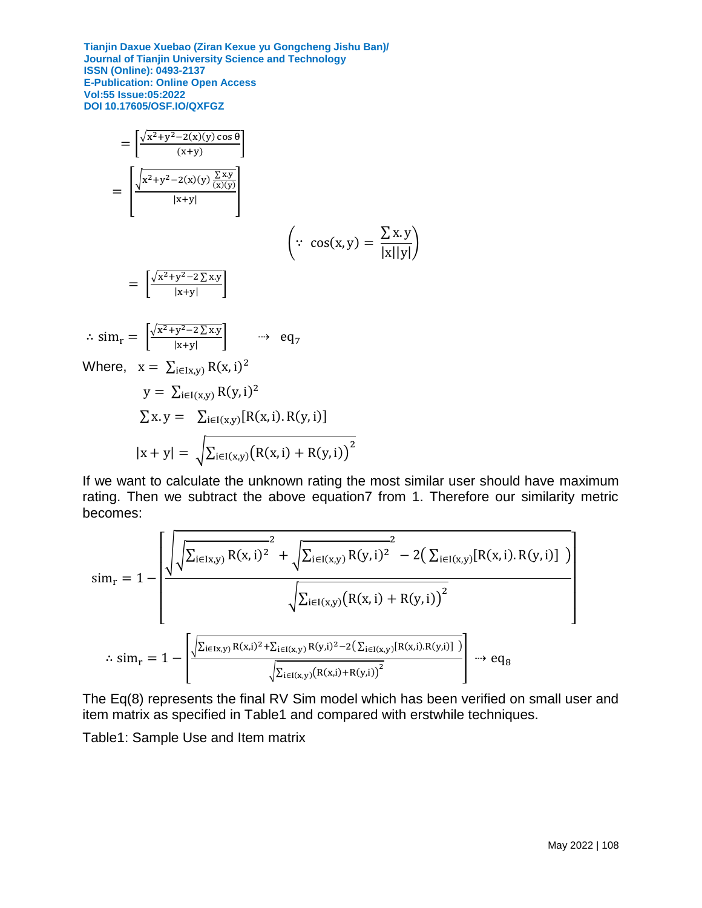$$= \left[\frac{\sqrt{x^2+y^2-2(x)(y)\cos\theta}}{(x+y)}\right]$$

$$= \left[\frac{\sqrt{x^2+y^2-2(x)(y)\frac{\sum x.y}{(x)(y)}}}{|x+y|}\right]$$

$$\left(\because\ \cos(x,y) = \frac{\sum x.y}{|x||y|}\right)$$

$$= \left[\frac{\sqrt{x^2+y^2-2\sum x.y}}{|x+y|}\right]$$

$$\therefore \text{sim}_r = \left[\frac{\sqrt{x^2+y^2-2\sum x.y}}{|x+y|}\right] \quad \dashrightarrow \quad eq_7$$

Where, $x = \sum_{i\in Ix,y)} R(x,i)^2$

$$y = \sum_{i\in I(x,y)} R(y,i)^2$$

$$\sum x.y = \sum_{i\in I(x,y)}[R(x,i).R(y,i)]$$

$$|x+y| = \sqrt{\sum_{i\in I(x,y)}\left(R(x,i)+R(y,i)\right)^2}$$

If we want to calculate the unknown rating the most similar user should have maximum rating. Then we subtract the above equation7 from 1. Therefore our similarity metric becomes:

$$\text{sim}_r = 1 - \left[\frac{\sqrt{\sqrt{\sum_{i\in Ix,y)} R(x,i)^2}^2 + \sqrt{\sum_{i\in I(x,y)} R(y,i)^2}^2 - 2\left(\sum_{i\in I(x,y)}[R(x,i).R(y,i)]\ \right)}}{\sqrt{\sum_{i\in I(x,y)}\left(R(x,i)+R(y,i)\right)^2}}\right]$$

$$\therefore \text{sim}_r = 1 - \left[\frac{\sqrt{\sum_{i\in Ix,y)} R(x,i)^2 + \sum_{i\in I(x,y)} R(y,i)^2 - 2\left(\sum_{i\in I(x,y)}[R(x,i).R(y,i)]\ \right)}}{\sqrt{\sum_{i\in I(x,y)}\left(R(x,i)+R(y,i)\right)^2}}\right] \dashrightarrow eq_8$$

The Eq(8) represents the final RV Sim model which has been verified on small user and item matrix as specified in Table1 and compared with erstwhile techniques.

Table1: Sample Use and Item matrix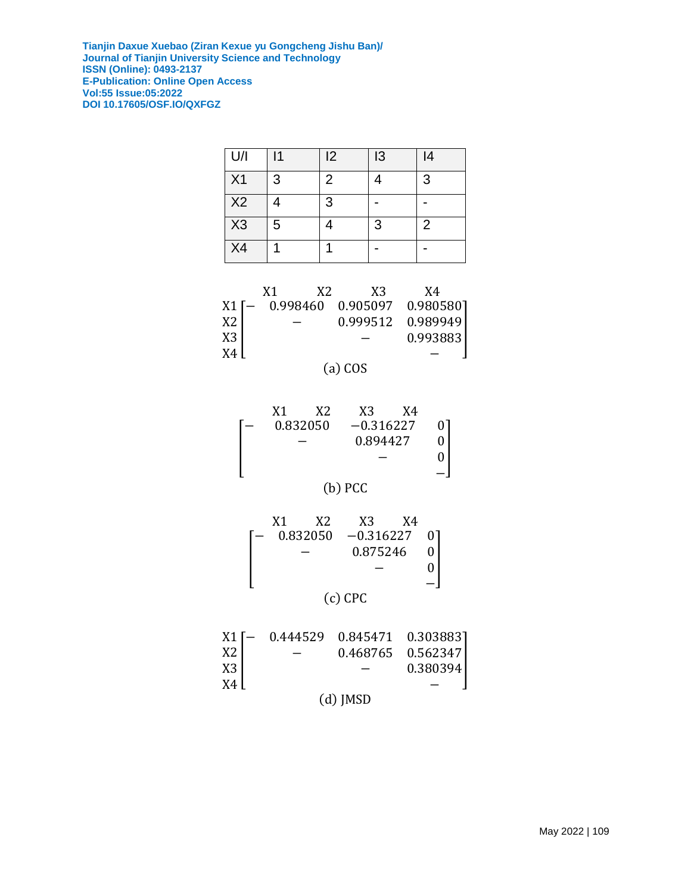| U/I | I1 | I2 | I3 | I4 |
|---|---|---|---|---|
| X1 | 3 | 2 | 4 | 3 |
| X2 | 4 | 3 | - | - |
| X3 | 5 | 4 | 3 | 2 |
| X4 | 1 | 1 | - | - |

$$\begin{array}{c} \\ X1 \\ X2 \\ X3 \\ X4 \end{array} \begin{array}{c} \begin{array}{cccc} X1 & X2 & X3 & X4 \end{array} \\ \begin{bmatrix} - & 0.998460 & 0.905097 & 0.980580 \\ & - & 0.999512 & 0.989949 \\ & & - & 0.993883 \\ & & & - \end{bmatrix} \end{array}$$

(a) COS

$$\begin{array}{c} \begin{array}{cccc} X1 & X2 & X3 & X4 \end{array} \\ \begin{bmatrix} - & 0.832050 & -0.316227 & 0 \\ & - & 0.894427 & 0 \\ & & - & 0 \\ & & & - \end{bmatrix} \end{array}$$

(b) PCC

$$\begin{array}{c} \begin{array}{cccc} X1 & X2 & X3 & X4 \end{array} \\ \begin{bmatrix} - & 0.832050 & -0.316227 & 0 \\ & - & 0.875246 & 0 \\ & & - & 0 \\ & & & - \end{bmatrix} \end{array}$$

(c) CPC

$$\begin{array}{c} X1 \\ X2 \\ X3 \\ X4 \end{array} \begin{bmatrix} - & 0.444529 & 0.845471 & 0.303883 \\ & - & 0.468765 & 0.562347 \\ & & - & 0.380394 \\ & & & - \end{bmatrix}$$

(d) JMSD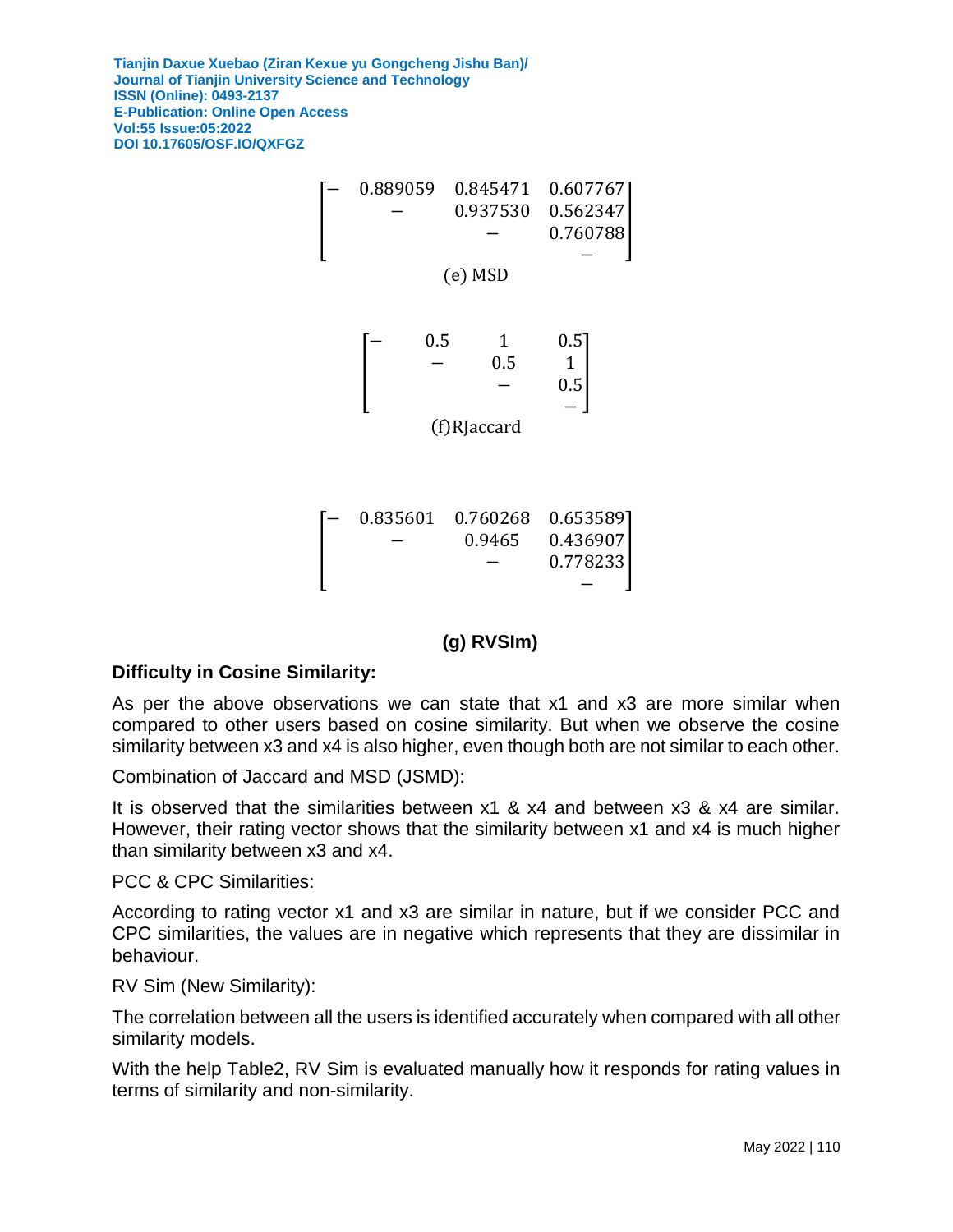$$
\begin{bmatrix}
- & 0.889059 & 0.845471 & 0.607767 \\
 & - & 0.937530 & 0.562347 \\
 & & - & 0.760788 \\
 & & & -
\end{bmatrix}
$$

(e) MSD

$$
\begin{bmatrix}
- & 0.5 & 1 & 0.5 \\
 & - & 0.5 & 1 \\
 & & - & 0.5 \\
 & & & -
\end{bmatrix}
$$

(f)RJaccard

$$
\begin{bmatrix}
- & 0.835601 & 0.760268 & 0.653589 \\
 & - & 0.9465 & 0.436907 \\
 & & - & 0.778233 \\
 & & & -
\end{bmatrix}
$$

**(g) RVSIm)**

**Difficulty in Cosine Similarity:**

As per the above observations we can state that x1 and x3 are more similar when compared to other users based on cosine similarity. But when we observe the cosine similarity between x3 and x4 is also higher, even though both are not similar to each other.

Combination of Jaccard and MSD (JSMD):

It is observed that the similarities between x1 & x4 and between x3 & x4 are similar. However, their rating vector shows that the similarity between x1 and x4 is much higher than similarity between x3 and x4.

PCC & CPC Similarities:

According to rating vector x1 and x3 are similar in nature, but if we consider PCC and CPC similarities, the values are in negative which represents that they are dissimilar in behaviour.

RV Sim (New Similarity):

The correlation between all the users is identified accurately when compared with all other similarity models.

With the help Table2, RV Sim is evaluated manually how it responds for rating values in terms of similarity and non-similarity.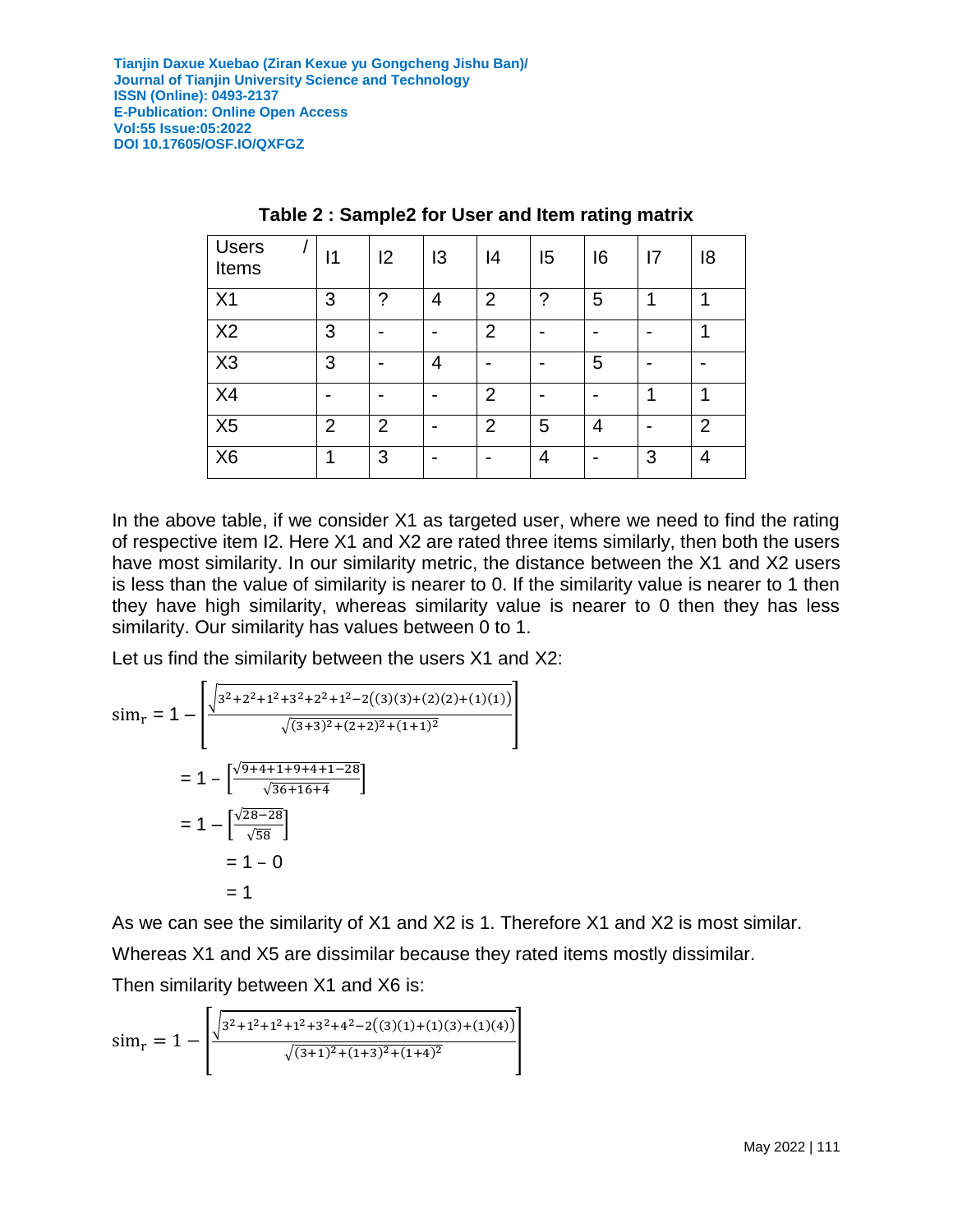**Table 2 : Sample2 for User and Item rating matrix**

| Users / Items | I1 | I2 | I3 | I4 | I5 | I6 | I7 | I8 |
|---|---|---|---|---|---|---|---|---|
| X1 | 3 | ? | 4 | 2 | ? | 5 | 1 | 1 |
| X2 | 3 | - | - | 2 | - | - | - | 1 |
| X3 | 3 | - | 4 | - | - | 5 | - | - |
| X4 | - | - | - | 2 | - | - | 1 | 1 |
| X5 | 2 | 2 | - | 2 | 5 | 4 | - | 2 |
| X6 | 1 | 3 | - | - | 4 | - | 3 | 4 |

In the above table, if we consider X1 as targeted user, where we need to find the rating of respective item I2. Here X1 and X2 are rated three items similarly, then both the users have most similarity. In our similarity metric, the distance between the X1 and X2 users is less than the value of similarity is nearer to 0. If the similarity value is nearer to 1 then they have high similarity, whereas similarity value is nearer to 0 then they has less similarity. Our similarity has values between 0 to 1.

Let us find the similarity between the users X1 and X2:

$$\mathrm{sim_r} = 1 - \left[\frac{\sqrt{3^2+2^2+1^2+3^2+2^2+1^2-2\big((3)(3)+(2)(2)+(1)(1)\big)}}{\sqrt{(3+3)^2+(2+2)^2+(1+1)^2}}\right]$$

$$= 1 - \left[\frac{\sqrt{9+4+1+9+4+1-28}}{\sqrt{36+16+4}}\right]$$

$$= 1 - \left[\frac{\sqrt{28-28}}{\sqrt{58}}\right]$$

$$= 1 - 0$$

$$= 1$$

As we can see the similarity of X1 and X2 is 1. Therefore X1 and X2 is most similar.

Whereas X1 and X5 are dissimilar because they rated items mostly dissimilar.

Then similarity between X1 and X6 is:

$$\mathrm{sim_r} = 1 - \left[\frac{\sqrt{3^2+1^2+1^2+1^2+3^2+4^2-2\big((3)(1)+(1)(3)+(1)(4)\big)}}{\sqrt{(3+1)^2+(1+3)^2+(1+4)^2}}\right]$$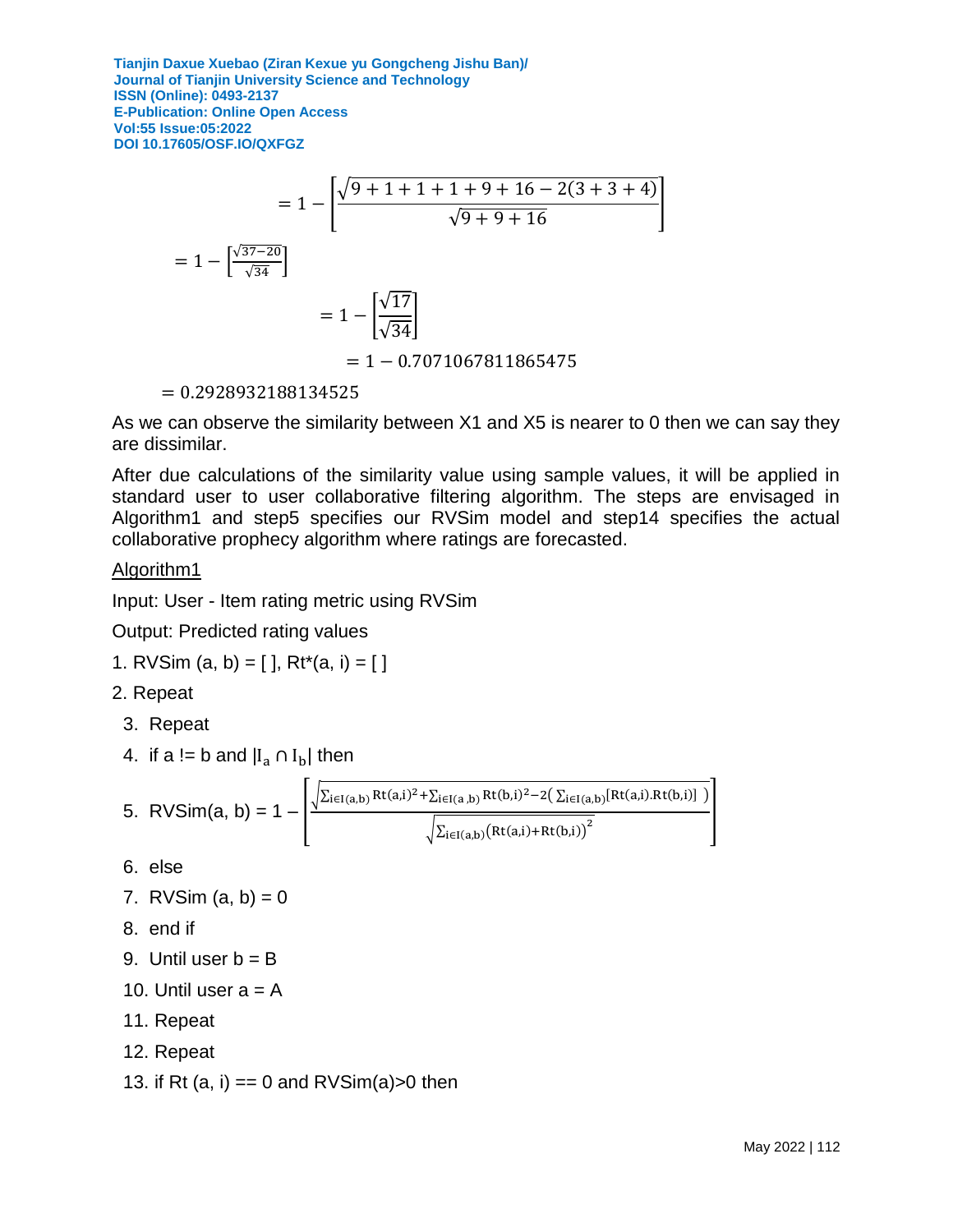$$= 1 - \left[\frac{\sqrt{9 + 1 + 1 + 1 + 9 + 16 - 2(3 + 3 + 4)}}{\sqrt{9 + 9 + 16}}\right]$$

$$= 1 - \left[\frac{\sqrt{37-20}}{\sqrt{34}}\right]$$

$$= 1 - \left[\frac{\sqrt{17}}{\sqrt{34}}\right]$$

$$= 1 - 0.7071067811865475$$

$$= 0.29289321881345\text{25}$$

As we can observe the similarity between X1 and X5 is nearer to 0 then we can say they are dissimilar.

After due calculations of the similarity value using sample values, it will be applied in standard user to user collaborative filtering algorithm. The steps are envisaged in Algorithm1 and step5 specifies our RVSim model and step14 specifies the actual collaborative prophecy algorithm where ratings are forecasted.

Algorithm1

Input: User - Item rating metric using RVSim

Output: Predicted rating values

1. RVSim (a, b) = [ ], Rt*(a, i) = [ ]
2. Repeat
3. Repeat
4. if a != b and $|I_a \cap I_b|$ then
5. RVSim(a, b) = $1 - \left[\frac{\sqrt{\sum_{i\in I(a,b)} Rt(a,i)^2 + \sum_{i\in I(a,b)} Rt(b,i)^2 - 2\left(\sum_{i\in I(a,b)}[Rt(a,i).Rt(b,i)]\right)}}{\sqrt{\sum_{i\in I(a,b)}\left(Rt(a,i)+Rt(b,i)\right)^2}}\right]$
6. else
7. RVSim (a, b) = 0
8. end if
9. Until user b = B
10. Until user a = A
11. Repeat
12. Repeat
13. if Rt (a, i) == 0 and RVSim(a)>0 then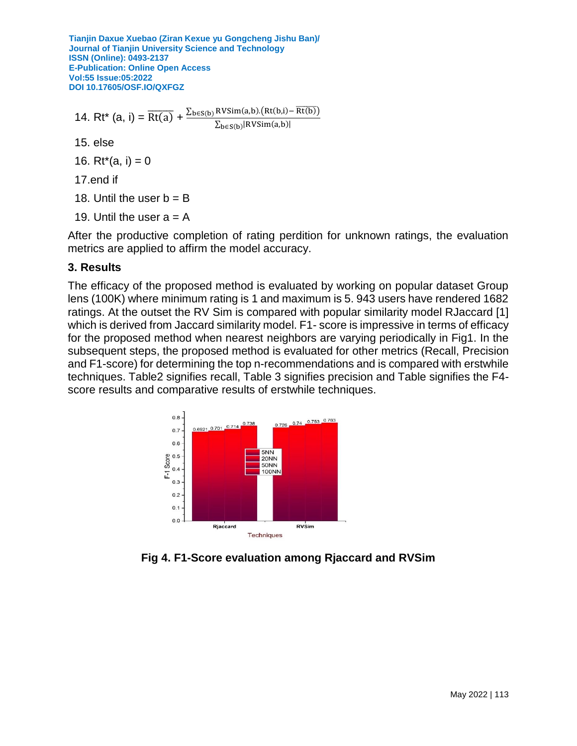14. Rt* (a, i) = $\overline{\text{Rt}(a)} + \frac{\sum_{b \in S(b)} \text{RVSim}(a,b).(\text{Rt}(b,i) - \overline{\text{Rt}(b)})}{\sum_{b \in S(b)} |\text{RVSim}(a,b)|}$

15. else

16. Rt*(a, i) = 0

17.end if

18. Until the user b = B

19. Until the user a = A

After the productive completion of rating perdition for unknown ratings, the evaluation metrics are applied to affirm the model accuracy.

## 3. Results

The efficacy of the proposed method is evaluated by working on popular dataset Group lens (100K) where minimum rating is 1 and maximum is 5. 943 users have rendered 1682 ratings. At the outset the RV Sim is compared with popular similarity model RJaccard [1] which is derived from Jaccard similarity model. F1- score is impressive in terms of efficacy for the proposed method when nearest neighbors are varying periodically in Fig1. In the subsequent steps, the proposed method is evaluated for other metrics (Recall, Precision and F1-score) for determining the top n-recommendations and is compared with erstwhile techniques. Table2 signifies recall, Table 3 signifies precision and Table signifies the F4-score results and comparative results of erstwhile techniques.

**Fig 4. F1-Score evaluation among Rjaccard and RVSim**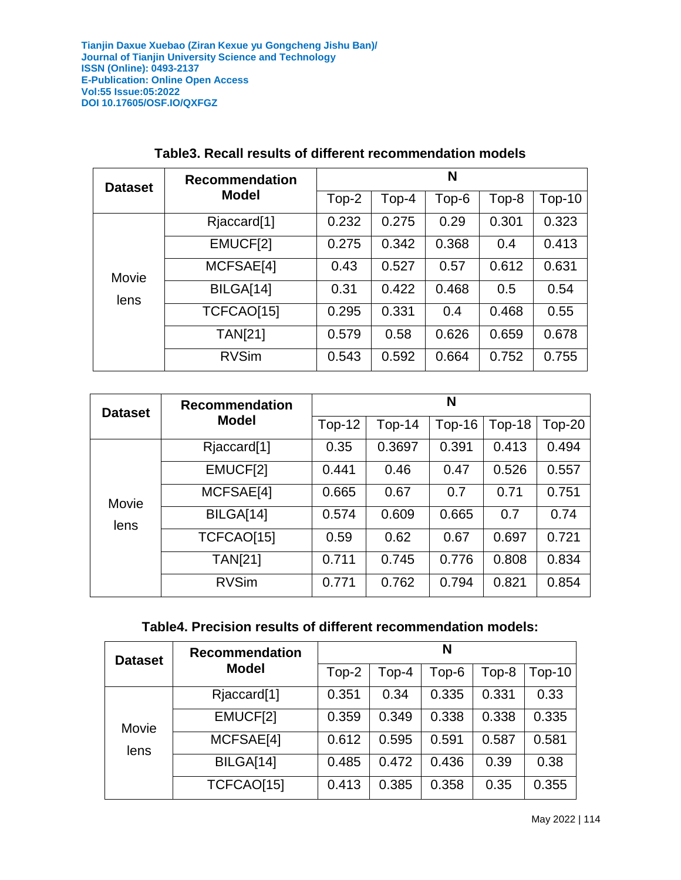**Table3. Recall results of different recommendation models**

| Dataset | Recommendation Model | N | | | | |
|---|---|---|---|---|---|---|
| | | Top-2 | Top-4 | Top-6 | Top-8 | Top-10 |
| Movie lens | Rjaccard[1] | 0.232 | 0.275 | 0.29 | 0.301 | 0.323 |
| | EMUCF[2] | 0.275 | 0.342 | 0.368 | 0.4 | 0.413 |
| | MCFSAE[4] | 0.43 | 0.527 | 0.57 | 0.612 | 0.631 |
| | BILGA[14] | 0.31 | 0.422 | 0.468 | 0.5 | 0.54 |
| | TCFCAO[15] | 0.295 | 0.331 | 0.4 | 0.468 | 0.55 |
| | TAN[21] | 0.579 | 0.58 | 0.626 | 0.659 | 0.678 |
| | RVSim | 0.543 | 0.592 | 0.664 | 0.752 | 0.755 |

| Dataset | Recommendation Model | N | | | | |
|---|---|---|---|---|---|---|
| | | Top-12 | Top-14 | Top-16 | Top-18 | Top-20 |
| Movie lens | Rjaccard[1] | 0.35 | 0.3697 | 0.391 | 0.413 | 0.494 |
| | EMUCF[2] | 0.441 | 0.46 | 0.47 | 0.526 | 0.557 |
| | MCFSAE[4] | 0.665 | 0.67 | 0.7 | 0.71 | 0.751 |
| | BILGA[14] | 0.574 | 0.609 | 0.665 | 0.7 | 0.74 |
| | TCFCAO[15] | 0.59 | 0.62 | 0.67 | 0.697 | 0.721 |
| | TAN[21] | 0.711 | 0.745 | 0.776 | 0.808 | 0.834 |
| | RVSim | 0.771 | 0.762 | 0.794 | 0.821 | 0.854 |

**Table4. Precision results of different recommendation models:**

| Dataset | Recommendation Model | N | | | | |
|---|---|---|---|---|---|---|
| | | Top-2 | Top-4 | Top-6 | Top-8 | Top-10 |
| Movie lens | Rjaccard[1] | 0.351 | 0.34 | 0.335 | 0.331 | 0.33 |
| | EMUCF[2] | 0.359 | 0.349 | 0.338 | 0.338 | 0.335 |
| | MCFSAE[4] | 0.612 | 0.595 | 0.591 | 0.587 | 0.581 |
| | BILGA[14] | 0.485 | 0.472 | 0.436 | 0.39 | 0.38 |
| | TCFCAO[15] | 0.413 | 0.385 | 0.358 | 0.35 | 0.355 |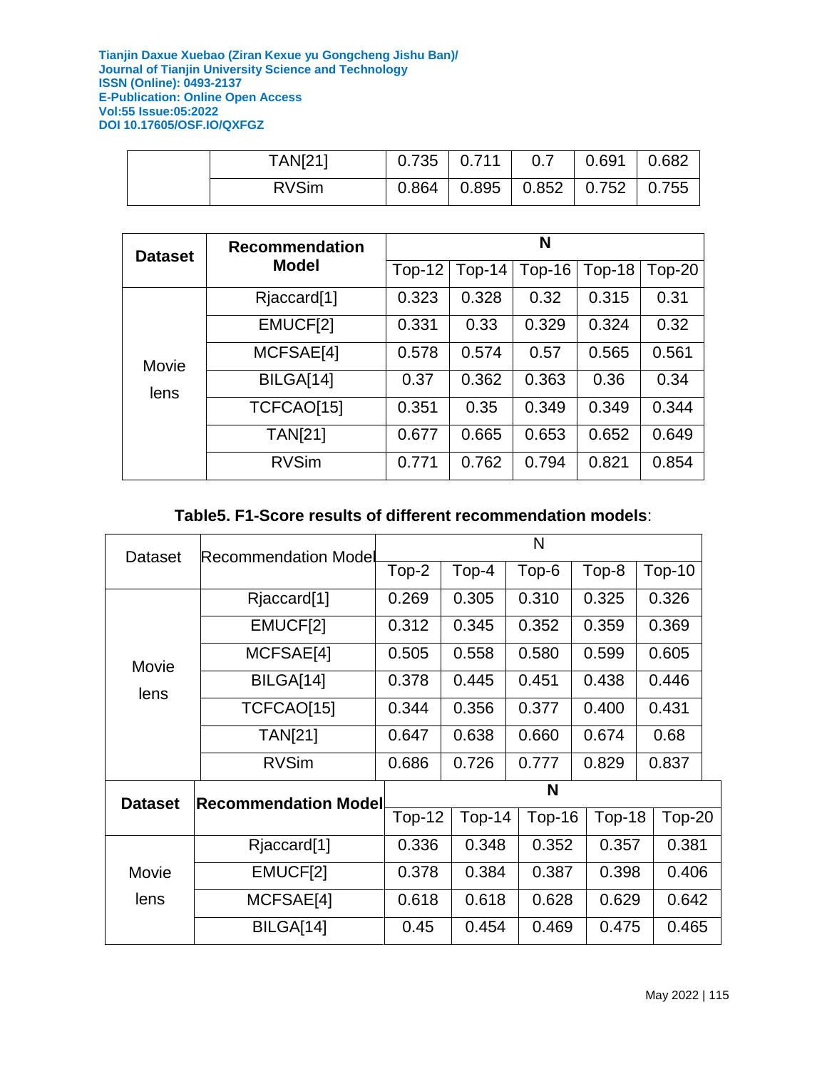| | TAN[21] | 0.735 | 0.711 | 0.7 | 0.691 | 0.682 |
|---|---|---|---|---|---|---|
| | RVSim | 0.864 | 0.895 | 0.852 | 0.752 | 0.755 |

| **Dataset** | **Recommendation Model** | **N** | | | | |
|---|---|---|---|---|---|---|
| | | Top-12 | Top-14 | Top-16 | Top-18 | Top-20 |
| Movie lens | Rjaccard[1] | 0.323 | 0.328 | 0.32 | 0.315 | 0.31 |
| | EMUCF[2] | 0.331 | 0.33 | 0.329 | 0.324 | 0.32 |
| | MCFSAE[4] | 0.578 | 0.574 | 0.57 | 0.565 | 0.561 |
| | BILGA[14] | 0.37 | 0.362 | 0.363 | 0.36 | 0.34 |
| | TCFCAO[15] | 0.351 | 0.35 | 0.349 | 0.349 | 0.344 |
| | TAN[21] | 0.677 | 0.665 | 0.653 | 0.652 | 0.649 |
| | RVSim | 0.771 | 0.762 | 0.794 | 0.821 | 0.854 |

**Table5. F1-Score results of different recommendation models**:

| Dataset | Recommendation Model | N | | | | |
|---|---|---|---|---|---|---|
| | | Top-2 | Top-4 | Top-6 | Top-8 | Top-10 |
| Movie lens | Rjaccard[1] | 0.269 | 0.305 | 0.310 | 0.325 | 0.326 |
| | EMUCF[2] | 0.312 | 0.345 | 0.352 | 0.359 | 0.369 |
| | MCFSAE[4] | 0.505 | 0.558 | 0.580 | 0.599 | 0.605 |
| | BILGA[14] | 0.378 | 0.445 | 0.451 | 0.438 | 0.446 |
| | TCFCAO[15] | 0.344 | 0.356 | 0.377 | 0.400 | 0.431 |
| | TAN[21] | 0.647 | 0.638 | 0.660 | 0.674 | 0.68 |
| | RVSim | 0.686 | 0.726 | 0.777 | 0.829 | 0.837 |

| **Dataset** | **Recommendation Model** | **N** | | | | |
|---|---|---|---|---|---|---|
| | | Top-12 | Top-14 | Top-16 | Top-18 | Top-20 |
| Movie lens | Rjaccard[1] | 0.336 | 0.348 | 0.352 | 0.357 | 0.381 |
| | EMUCF[2] | 0.378 | 0.384 | 0.387 | 0.398 | 0.406 |
| | MCFSAE[4] | 0.618 | 0.618 | 0.628 | 0.629 | 0.642 |
| | BILGA[14] | 0.45 | 0.454 | 0.469 | 0.475 | 0.465 |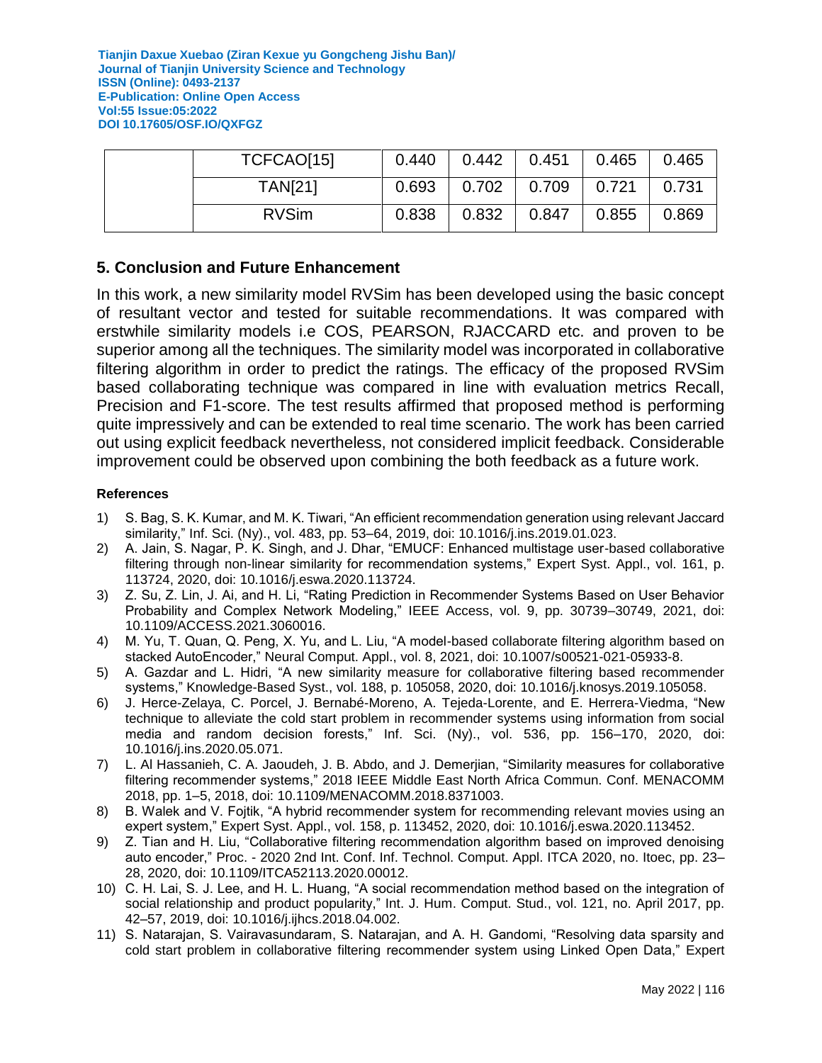|  | TCFCAO[15] | 0.440 | 0.442 | 0.451 | 0.465 | 0.465 |
|---|---|---|---|---|---|---|
|  | TAN[21] | 0.693 | 0.702 | 0.709 | 0.721 | 0.731 |
|  | RVSim | 0.838 | 0.832 | 0.847 | 0.855 | 0.869 |

## 5. Conclusion and Future Enhancement

In this work, a new similarity model RVSim has been developed using the basic concept of resultant vector and tested for suitable recommendations. It was compared with erstwhile similarity models i.e COS, PEARSON, RJACCARD etc. and proven to be superior among all the techniques. The similarity model was incorporated in collaborative filtering algorithm in order to predict the ratings. The efficacy of the proposed RVSim based collaborating technique was compared in line with evaluation metrics Recall, Precision and F1-score. The test results affirmed that proposed method is performing quite impressively and can be extended to real time scenario. The work has been carried out using explicit feedback nevertheless, not considered implicit feedback. Considerable improvement could be observed upon combining the both feedback as a future work.

### References

1) S. Bag, S. K. Kumar, and M. K. Tiwari, "An efficient recommendation generation using relevant Jaccard similarity," Inf. Sci. (Ny)., vol. 483, pp. 53–64, 2019, doi: 10.1016/j.ins.2019.01.023.
2) A. Jain, S. Nagar, P. K. Singh, and J. Dhar, "EMUCF: Enhanced multistage user-based collaborative filtering through non-linear similarity for recommendation systems," Expert Syst. Appl., vol. 161, p. 113724, 2020, doi: 10.1016/j.eswa.2020.113724.
3) Z. Su, Z. Lin, J. Ai, and H. Li, "Rating Prediction in Recommender Systems Based on User Behavior Probability and Complex Network Modeling," IEEE Access, vol. 9, pp. 30739–30749, 2021, doi: 10.1109/ACCESS.2021.3060016.
4) M. Yu, T. Quan, Q. Peng, X. Yu, and L. Liu, "A model-based collaborate filtering algorithm based on stacked AutoEncoder," Neural Comput. Appl., vol. 8, 2021, doi: 10.1007/s00521-021-05933-8.
5) A. Gazdar and L. Hidri, "A new similarity measure for collaborative filtering based recommender systems," Knowledge-Based Syst., vol. 188, p. 105058, 2020, doi: 10.1016/j.knosys.2019.105058.
6) J. Herce-Zelaya, C. Porcel, J. Bernabé-Moreno, A. Tejeda-Lorente, and E. Herrera-Viedma, "New technique to alleviate the cold start problem in recommender systems using information from social media and random decision forests," Inf. Sci. (Ny)., vol. 536, pp. 156–170, 2020, doi: 10.1016/j.ins.2020.05.071.
7) L. Al Hassanieh, C. A. Jaoudeh, J. B. Abdo, and J. Demerjian, "Similarity measures for collaborative filtering recommender systems," 2018 IEEE Middle East North Africa Commun. Conf. MENACOMM 2018, pp. 1–5, 2018, doi: 10.1109/MENACOMM.2018.8371003.
8) B. Walek and V. Fojtik, "A hybrid recommender system for recommending relevant movies using an expert system," Expert Syst. Appl., vol. 158, p. 113452, 2020, doi: 10.1016/j.eswa.2020.113452.
9) Z. Tian and H. Liu, "Collaborative filtering recommendation algorithm based on improved denoising auto encoder," Proc. - 2020 2nd Int. Conf. Inf. Technol. Comput. Appl. ITCA 2020, no. Itoec, pp. 23–28, 2020, doi: 10.1109/ITCA52113.2020.00012.
10) C. H. Lai, S. J. Lee, and H. L. Huang, "A social recommendation method based on the integration of social relationship and product popularity," Int. J. Hum. Comput. Stud., vol. 121, no. April 2017, pp. 42–57, 2019, doi: 10.1016/j.ijhcs.2018.04.002.
11) S. Natarajan, S. Vairavasundaram, S. Natarajan, and A. H. Gandomi, "Resolving data sparsity and cold start problem in collaborative filtering recommender system using Linked Open Data," Expert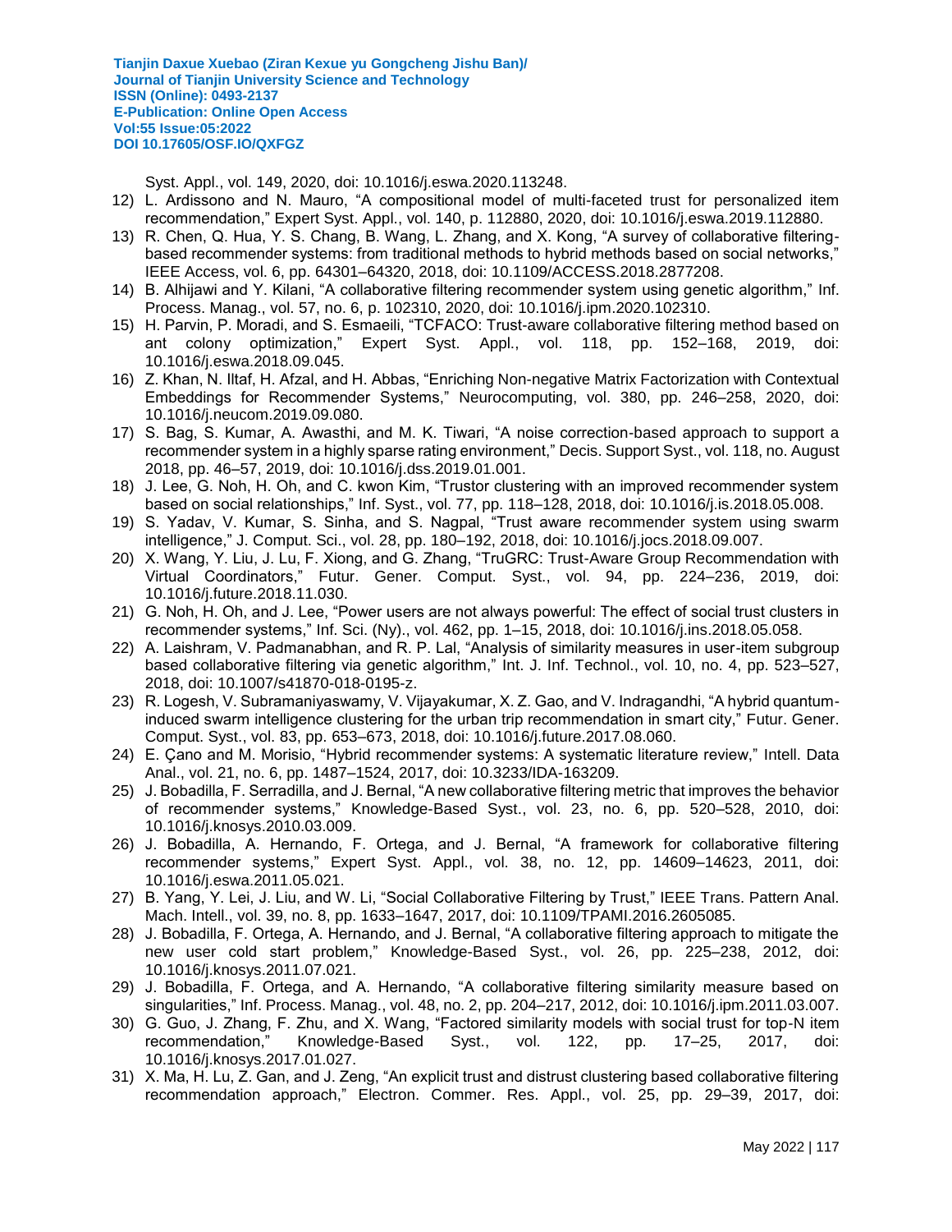Syst. Appl., vol. 149, 2020, doi: 10.1016/j.eswa.2020.113248.

12) L. Ardissono and N. Mauro, “A compositional model of multi-faceted trust for personalized item recommendation,” Expert Syst. Appl., vol. 140, p. 112880, 2020, doi: 10.1016/j.eswa.2019.112880.
13) R. Chen, Q. Hua, Y. S. Chang, B. Wang, L. Zhang, and X. Kong, “A survey of collaborative filtering-based recommender systems: from traditional methods to hybrid methods based on social networks,” IEEE Access, vol. 6, pp. 64301–64320, 2018, doi: 10.1109/ACCESS.2018.2877208.
14) B. Alhijawi and Y. Kilani, “A collaborative filtering recommender system using genetic algorithm,” Inf. Process. Manag., vol. 57, no. 6, p. 102310, 2020, doi: 10.1016/j.ipm.2020.102310.
15) H. Parvin, P. Moradi, and S. Esmaeili, “TCFACO: Trust-aware collaborative filtering method based on ant colony optimization,” Expert Syst. Appl., vol. 118, pp. 152–168, 2019, doi: 10.1016/j.eswa.2018.09.045.
16) Z. Khan, N. Iltaf, H. Afzal, and H. Abbas, “Enriching Non-negative Matrix Factorization with Contextual Embeddings for Recommender Systems,” Neurocomputing, vol. 380, pp. 246–258, 2020, doi: 10.1016/j.neucom.2019.09.080.
17) S. Bag, S. Kumar, A. Awasthi, and M. K. Tiwari, “A noise correction-based approach to support a recommender system in a highly sparse rating environment,” Decis. Support Syst., vol. 118, no. August 2018, pp. 46–57, 2019, doi: 10.1016/j.dss.2019.01.001.
18) J. Lee, G. Noh, H. Oh, and C. kwon Kim, “Trustor clustering with an improved recommender system based on social relationships,” Inf. Syst., vol. 77, pp. 118–128, 2018, doi: 10.1016/j.is.2018.05.008.
19) S. Yadav, V. Kumar, S. Sinha, and S. Nagpal, “Trust aware recommender system using swarm intelligence,” J. Comput. Sci., vol. 28, pp. 180–192, 2018, doi: 10.1016/j.jocs.2018.09.007.
20) X. Wang, Y. Liu, J. Lu, F. Xiong, and G. Zhang, “TruGRC: Trust-Aware Group Recommendation with Virtual Coordinators,” Futur. Gener. Comput. Syst., vol. 94, pp. 224–236, 2019, doi: 10.1016/j.future.2018.11.030.
21) G. Noh, H. Oh, and J. Lee, “Power users are not always powerful: The effect of social trust clusters in recommender systems,” Inf. Sci. (Ny)., vol. 462, pp. 1–15, 2018, doi: 10.1016/j.ins.2018.05.058.
22) A. Laishram, V. Padmanabhan, and R. P. Lal, “Analysis of similarity measures in user-item subgroup based collaborative filtering via genetic algorithm,” Int. J. Inf. Technol., vol. 10, no. 4, pp. 523–527, 2018, doi: 10.1007/s41870-018-0195-z.
23) R. Logesh, V. Subramaniyaswamy, V. Vijayakumar, X. Z. Gao, and V. Indragandhi, “A hybrid quantum-induced swarm intelligence clustering for the urban trip recommendation in smart city,” Futur. Gener. Comput. Syst., vol. 83, pp. 653–673, 2018, doi: 10.1016/j.future.2017.08.060.
24) E. Çano and M. Morisio, “Hybrid recommender systems: A systematic literature review,” Intell. Data Anal., vol. 21, no. 6, pp. 1487–1524, 2017, doi: 10.3233/IDA-163209.
25) J. Bobadilla, F. Serradilla, and J. Bernal, “A new collaborative filtering metric that improves the behavior of recommender systems,” Knowledge-Based Syst., vol. 23, no. 6, pp. 520–528, 2010, doi: 10.1016/j.knosys.2010.03.009.
26) J. Bobadilla, A. Hernando, F. Ortega, and J. Bernal, “A framework for collaborative filtering recommender systems,” Expert Syst. Appl., vol. 38, no. 12, pp. 14609–14623, 2011, doi: 10.1016/j.eswa.2011.05.021.
27) B. Yang, Y. Lei, J. Liu, and W. Li, “Social Collaborative Filtering by Trust,” IEEE Trans. Pattern Anal. Mach. Intell., vol. 39, no. 8, pp. 1633–1647, 2017, doi: 10.1109/TPAMI.2016.2605085.
28) J. Bobadilla, F. Ortega, A. Hernando, and J. Bernal, “A collaborative filtering approach to mitigate the new user cold start problem,” Knowledge-Based Syst., vol. 26, pp. 225–238, 2012, doi: 10.1016/j.knosys.2011.07.021.
29) J. Bobadilla, F. Ortega, and A. Hernando, “A collaborative filtering similarity measure based on singularities,” Inf. Process. Manag., vol. 48, no. 2, pp. 204–217, 2012, doi: 10.1016/j.ipm.2011.03.007.
30) G. Guo, J. Zhang, F. Zhu, and X. Wang, “Factored similarity models with social trust for top-N item recommendation,” Knowledge-Based Syst., vol. 122, pp. 17–25, 2017, doi: 10.1016/j.knosys.2017.01.027.
31) X. Ma, H. Lu, Z. Gan, and J. Zeng, “An explicit trust and distrust clustering based collaborative filtering recommendation approach,” Electron. Commer. Res. Appl., vol. 25, pp. 29–39, 2017, doi: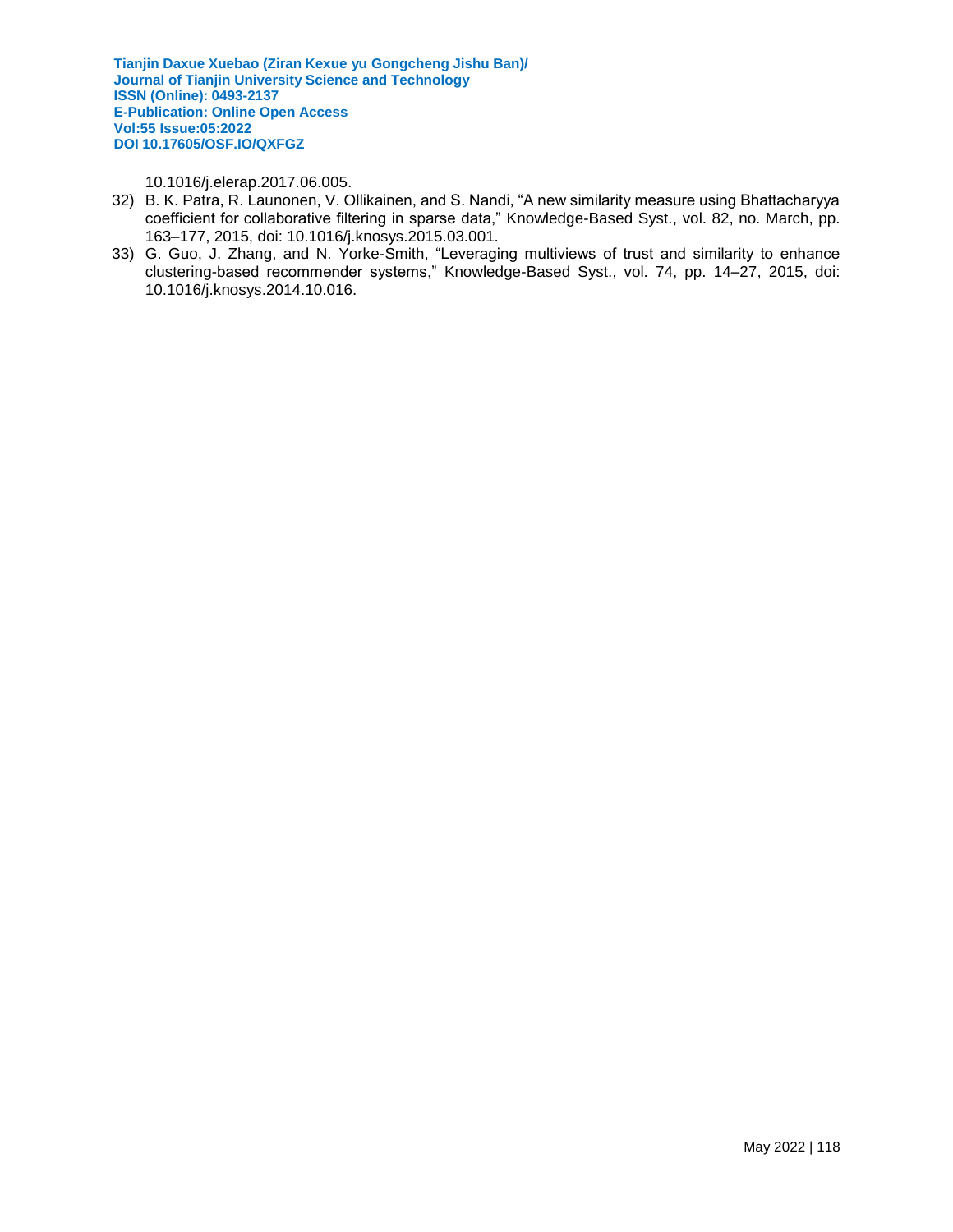10.1016/j.elerap.2017.06.005.

32) B. K. Patra, R. Launonen, V. Ollikainen, and S. Nandi, “A new similarity measure using Bhattacharyya coefficient for collaborative filtering in sparse data,” Knowledge-Based Syst., vol. 82, no. March, pp. 163–177, 2015, doi: 10.1016/j.knosys.2015.03.001.
33) G. Guo, J. Zhang, and N. Yorke-Smith, “Leveraging multiviews of trust and similarity to enhance clustering-based recommender systems,” Knowledge-Based Syst., vol. 74, pp. 14–27, 2015, doi: 10.1016/j.knosys.2014.10.016.